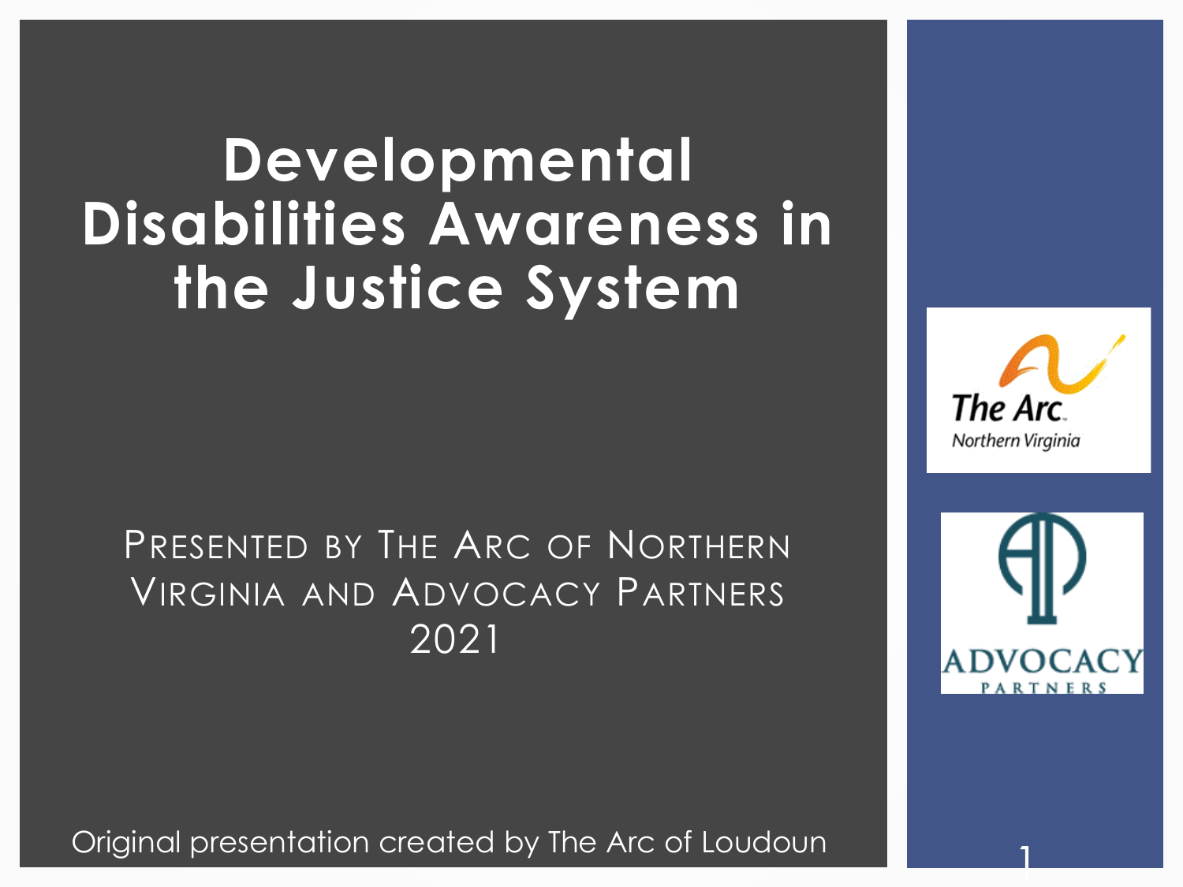# Developmental Disabilities Awareness in the Justice System

Presented by The Arc of Northern Virginia and Advocacy Partners
2021

Original presentation created by The Arc of Loudoun

The Arc Northern Virginia

Advocacy Partners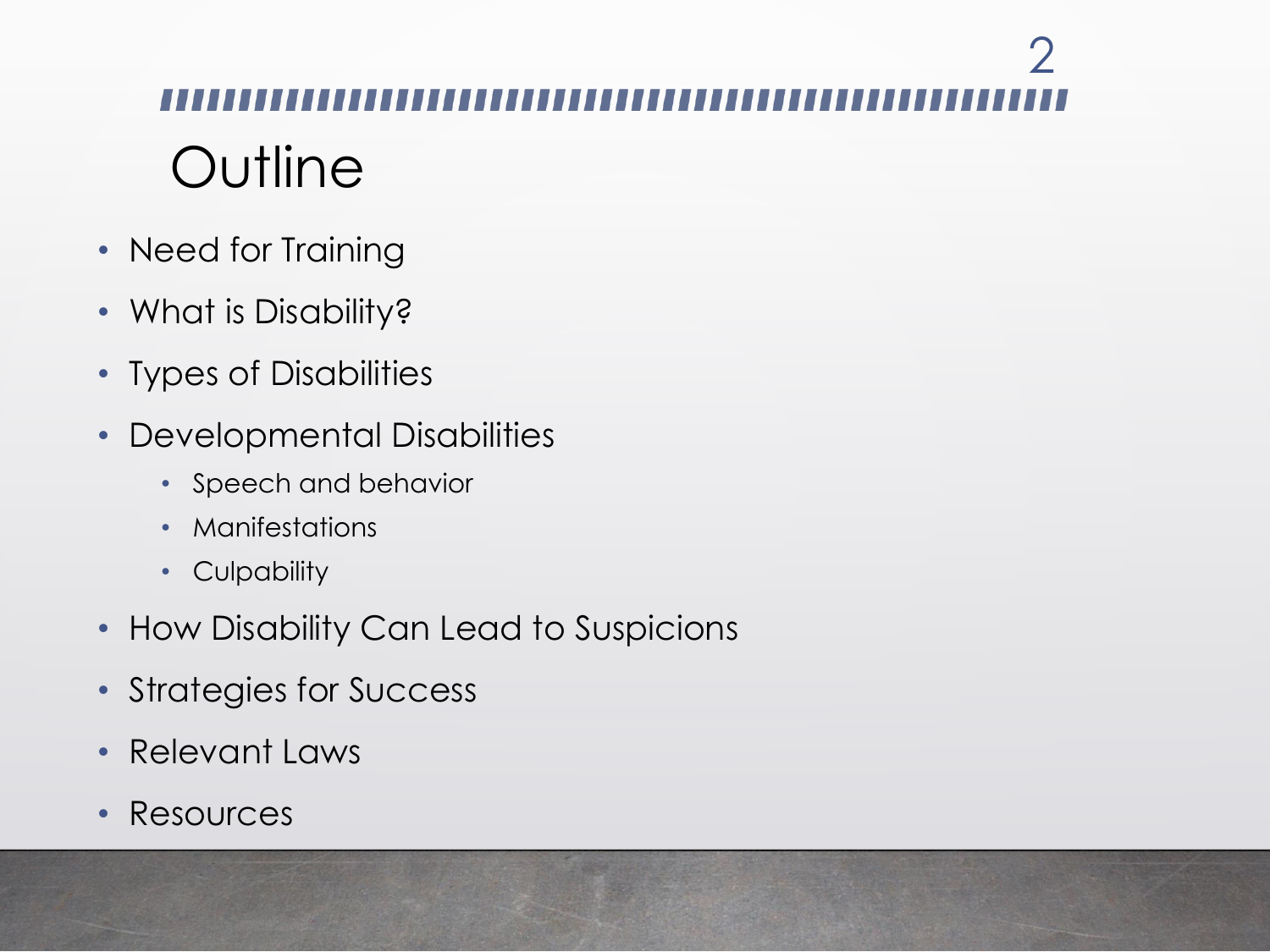# Outline

- Need for Training
- What is Disability?
- Types of Disabilities
- Developmental Disabilities
  - Speech and behavior
  - Manifestations
  - Culpability
- How Disability Can Lead to Suspicions
- Strategies for Success
- Relevant Laws
- Resources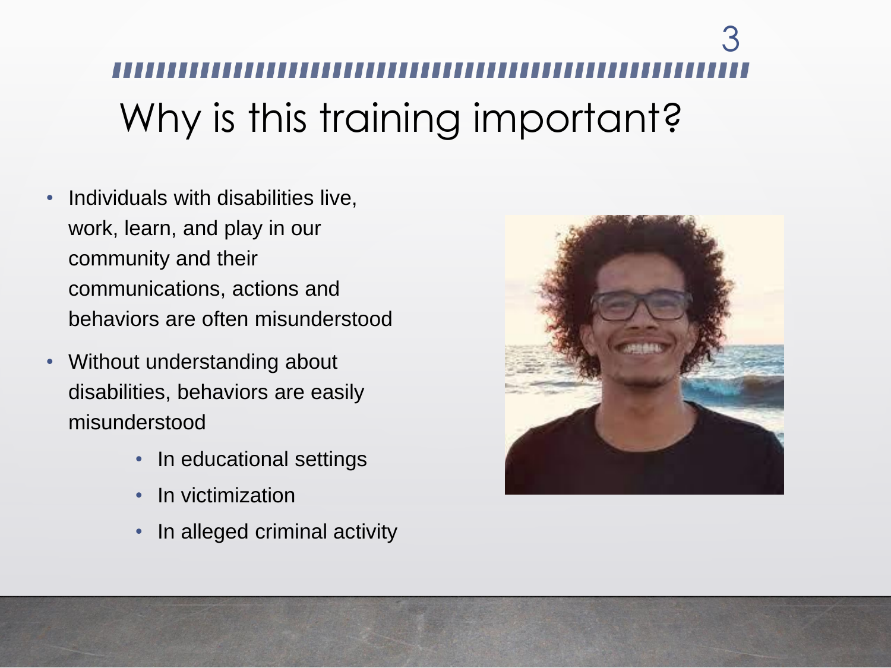# Why is this training important?

- Individuals with disabilities live, work, learn, and play in our community and their communications, actions and behaviors are often misunderstood
- Without understanding about disabilities, behaviors are easily misunderstood
  - In educational settings
  - In victimization
  - In alleged criminal activity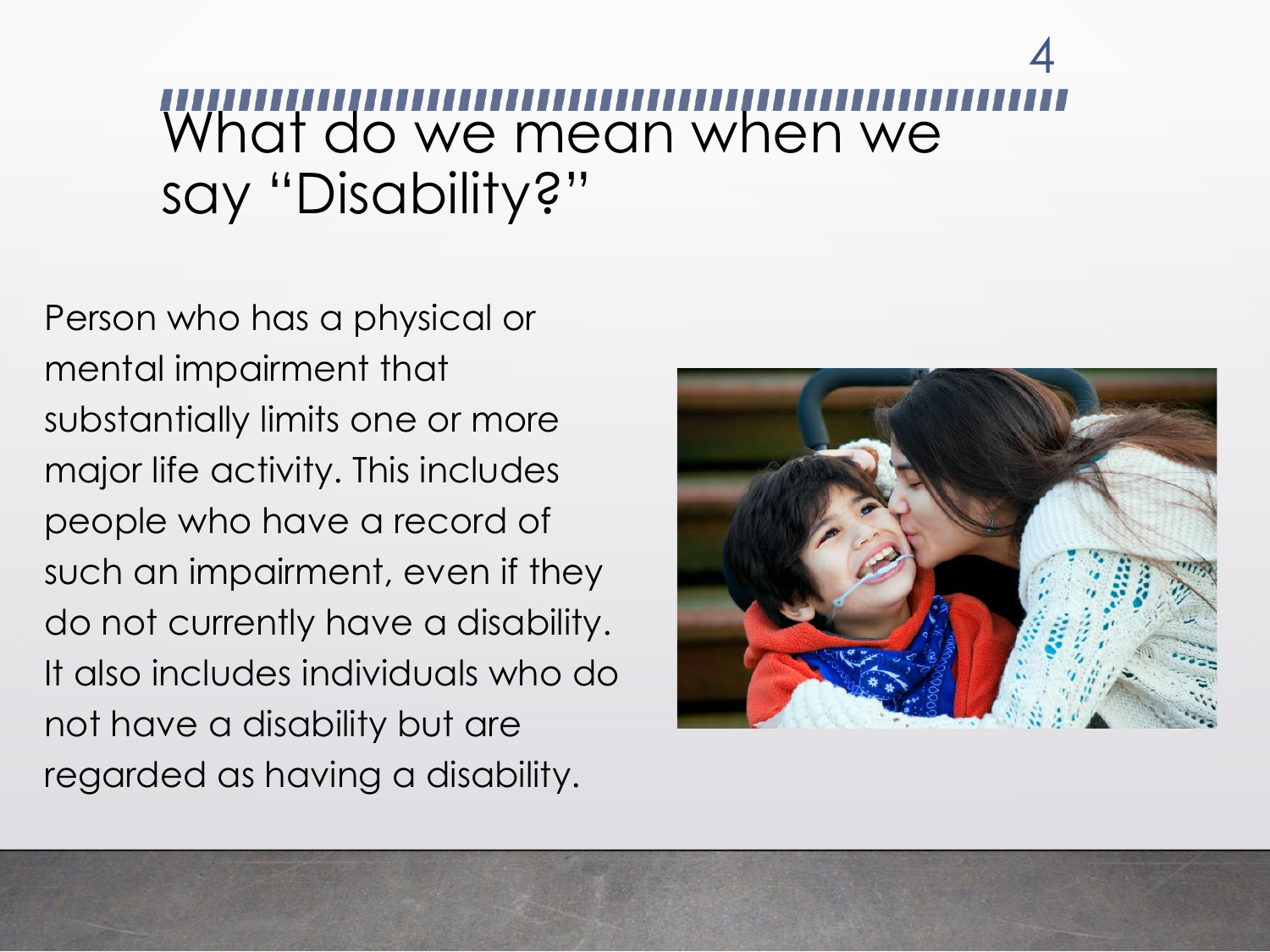# What do we mean when we say "Disability?"

Person who has a physical or mental impairment that substantially limits one or more major life activity. This includes people who have a record of such an impairment, even if they do not currently have a disability. It also includes individuals who do not have a disability but are regarded as having a disability.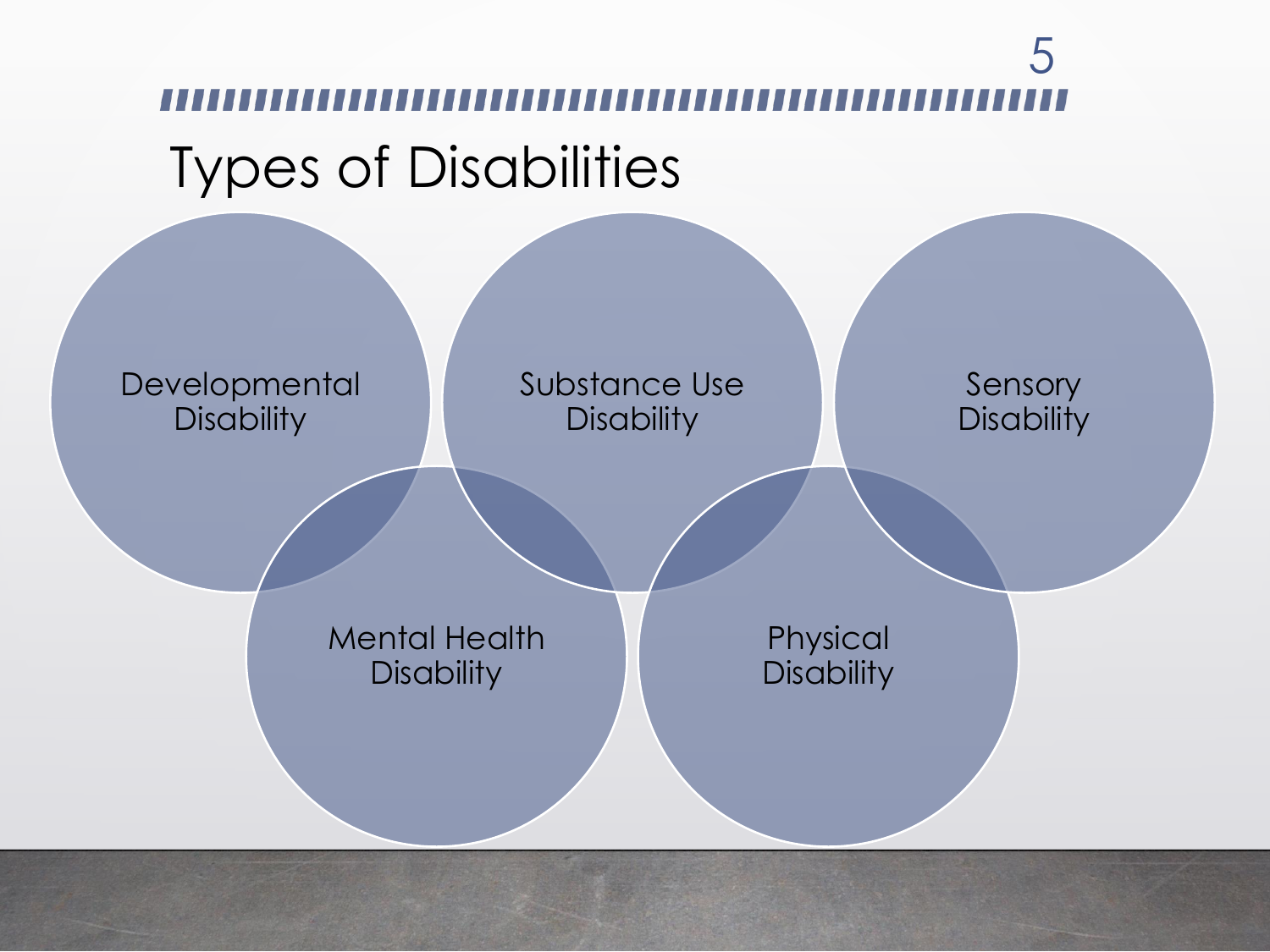# Types of Disabilities

- Developmental Disability
- Substance Use Disability
- Sensory Disability
- Mental Health Disability
- Physical Disability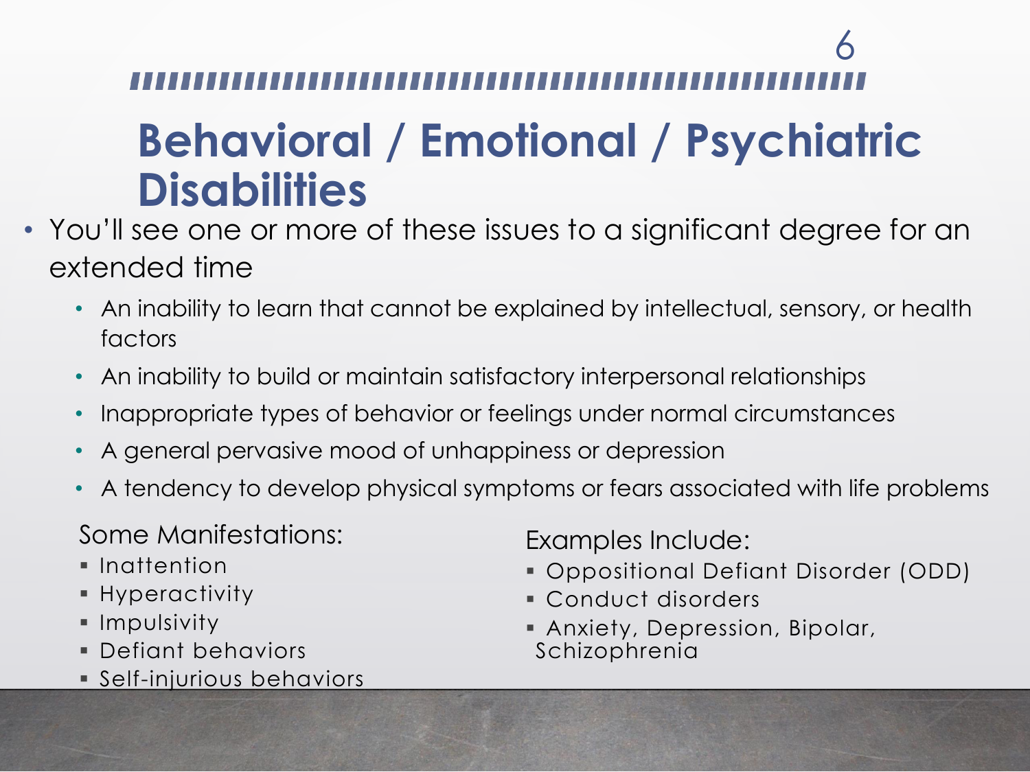# Behavioral / Emotional / Psychiatric Disabilities

- You'll see one or more of these issues to a significant degree for an extended time
  - An inability to learn that cannot be explained by intellectual, sensory, or health factors
  - An inability to build or maintain satisfactory interpersonal relationships
  - Inappropriate types of behavior or feelings under normal circumstances
  - A general pervasive mood of unhappiness or depression
  - A tendency to develop physical symptoms or fears associated with life problems

Some Manifestations:

- Inattention
- Hyperactivity
- Impulsivity
- Defiant behaviors
- Self-injurious behaviors

Examples Include:

- Oppositional Defiant Disorder (ODD)
- Conduct disorders
- Anxiety, Depression, Bipolar, Schizophrenia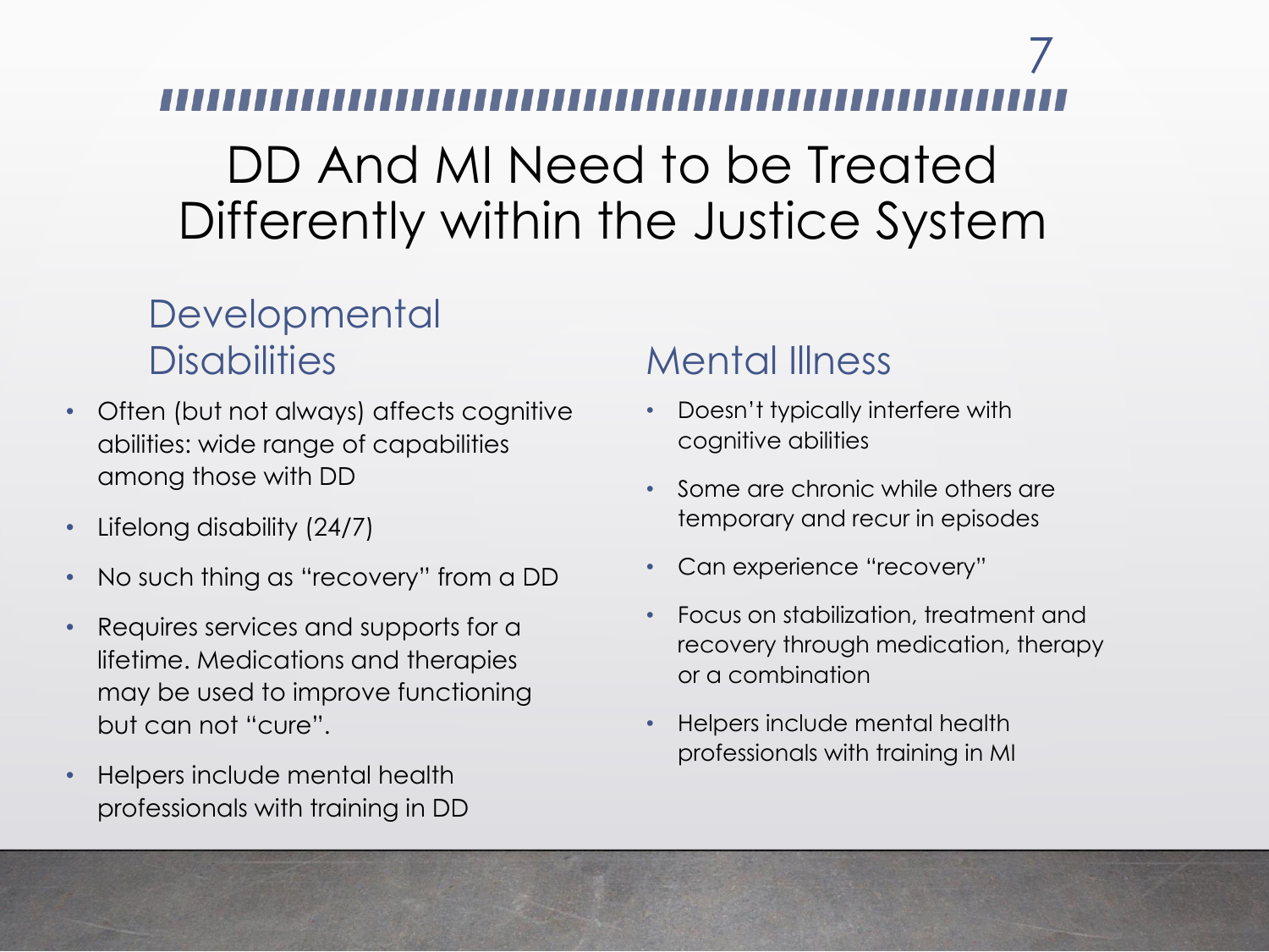# DD And MI Need to be Treated Differently within the Justice System

## Developmental Disabilities

- Often (but not always) affects cognitive abilities: wide range of capabilities among those with DD
- Lifelong disability (24/7)
- No such thing as "recovery" from a DD
- Requires services and supports for a lifetime. Medications and therapies may be used to improve functioning but can not "cure".
- Helpers include mental health professionals with training in DD

## Mental Illness

- Doesn't typically interfere with cognitive abilities
- Some are chronic while others are temporary and recur in episodes
- Can experience "recovery"
- Focus on stabilization, treatment and recovery through medication, therapy or a combination
- Helpers include mental health professionals with training in MI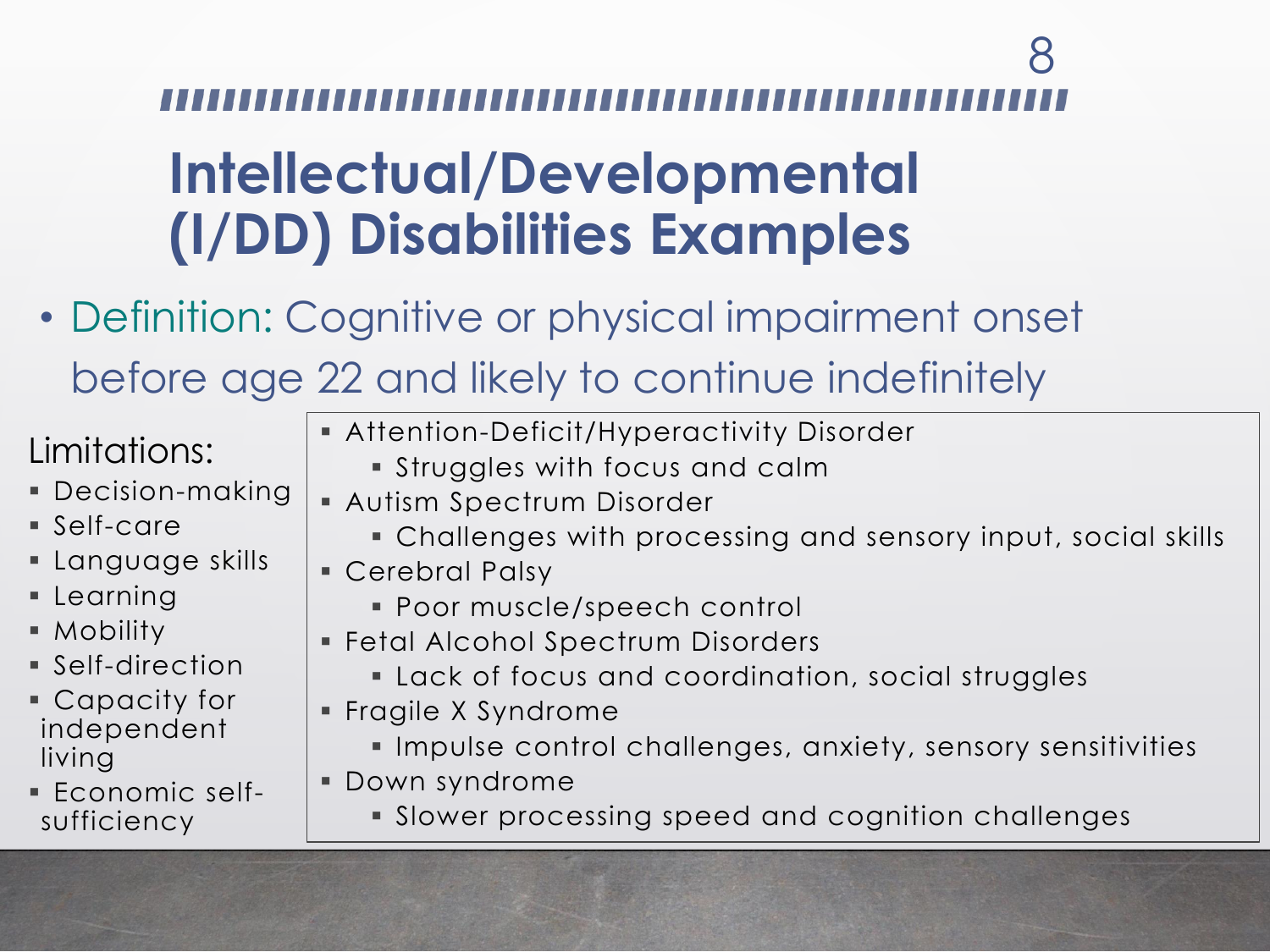# Intellectual/Developmental (I/DD) Disabilities Examples

- Definition: Cognitive or physical impairment onset before age 22 and likely to continue indefinitely

Limitations:

- Decision-making
- Self-care
- Language skills
- Learning
- Mobility
- Self-direction
- Capacity for independent living
- Economic self-sufficiency

- Attention-Deficit/Hyperactivity Disorder
  - Struggles with focus and calm
- Autism Spectrum Disorder
  - Challenges with processing and sensory input, social skills
- Cerebral Palsy
  - Poor muscle/speech control
- Fetal Alcohol Spectrum Disorders
  - Lack of focus and coordination, social struggles
- Fragile X Syndrome
  - Impulse control challenges, anxiety, sensory sensitivities
- Down syndrome
  - Slower processing speed and cognition challenges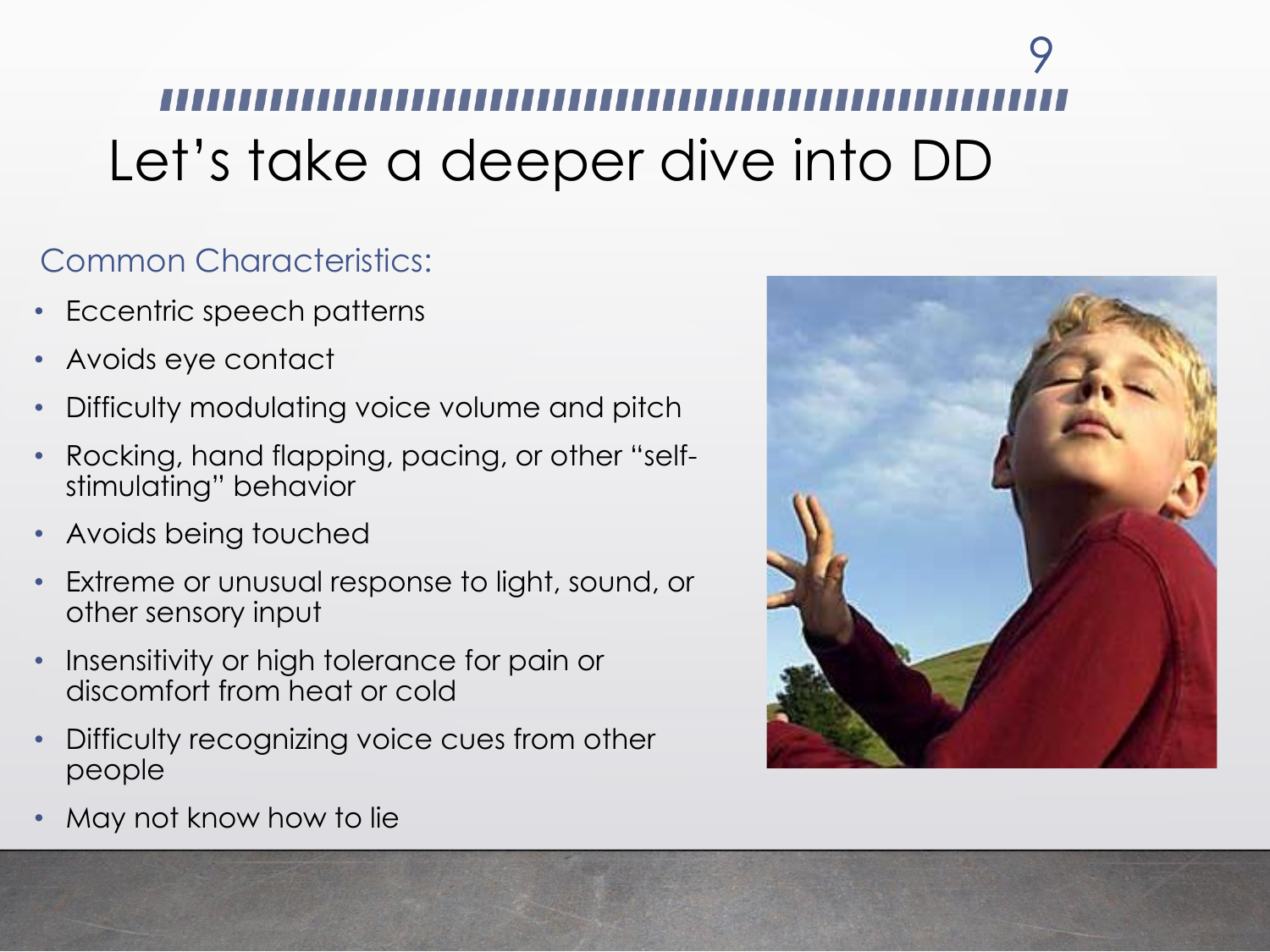# Let's take a deeper dive into DD

### Common Characteristics:

- Eccentric speech patterns
- Avoids eye contact
- Difficulty modulating voice volume and pitch
- Rocking, hand flapping, pacing, or other "self-stimulating" behavior
- Avoids being touched
- Extreme or unusual response to light, sound, or other sensory input
- Insensitivity or high tolerance for pain or discomfort from heat or cold
- Difficulty recognizing voice cues from other people
- May not know how to lie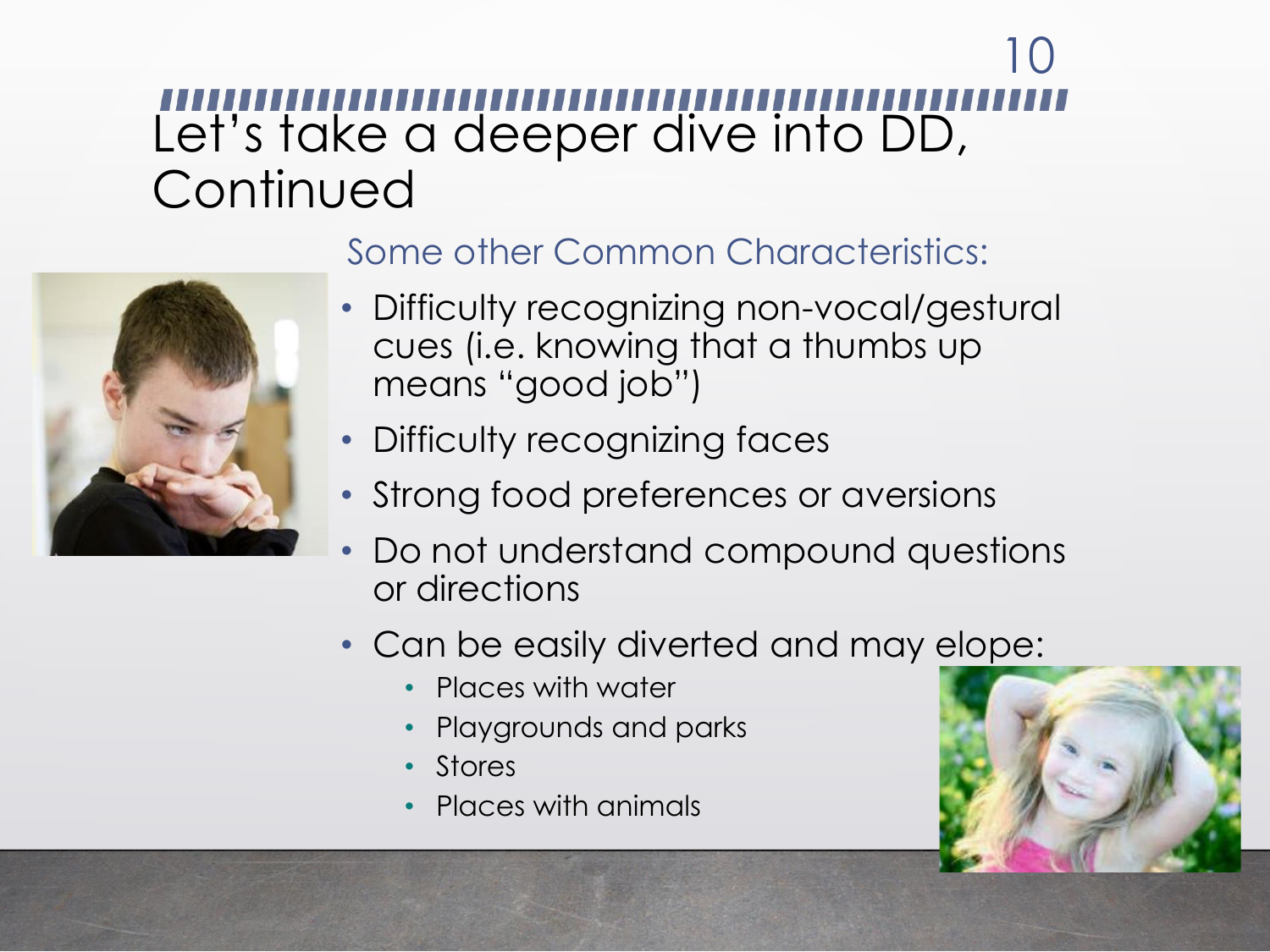# Let's take a deeper dive into DD, Continued

## Some other Common Characteristics:

- Difficulty recognizing non-vocal/gestural cues (i.e. knowing that a thumbs up means "good job")
- Difficulty recognizing faces
- Strong food preferences or aversions
- Do not understand compound questions or directions
- Can be easily diverted and may elope:
  - Places with water
  - Playgrounds and parks
  - Stores
  - Places with animals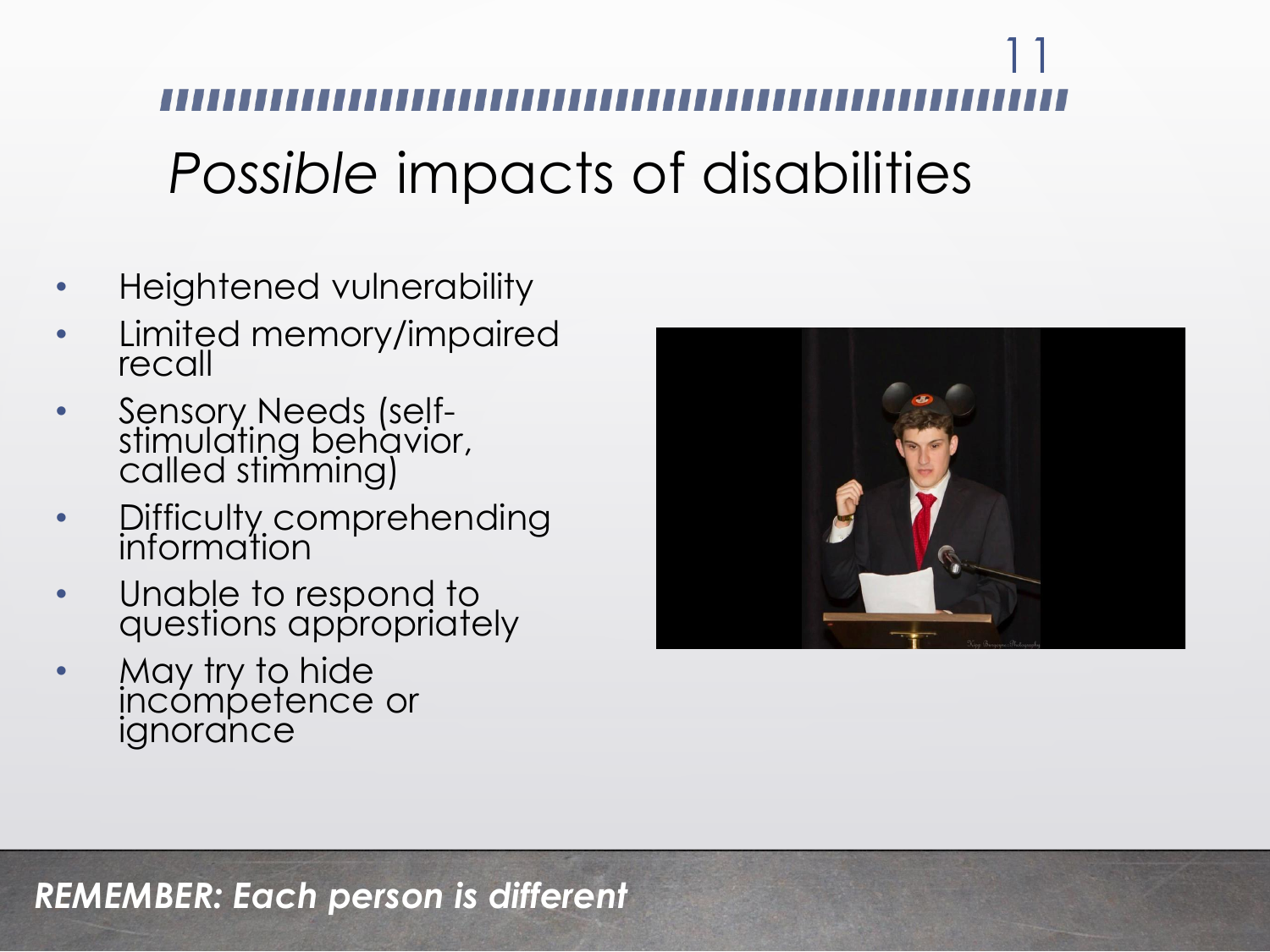# *Possible* impacts of disabilities

- Heightened vulnerability
- Limited memory/impaired recall
- Sensory Needs (self-stimulating behavior, called stimming)
- Difficulty comprehending information
- Unable to respond to questions appropriately
- May try to hide incompetence or ignorance

***REMEMBER: Each person is different***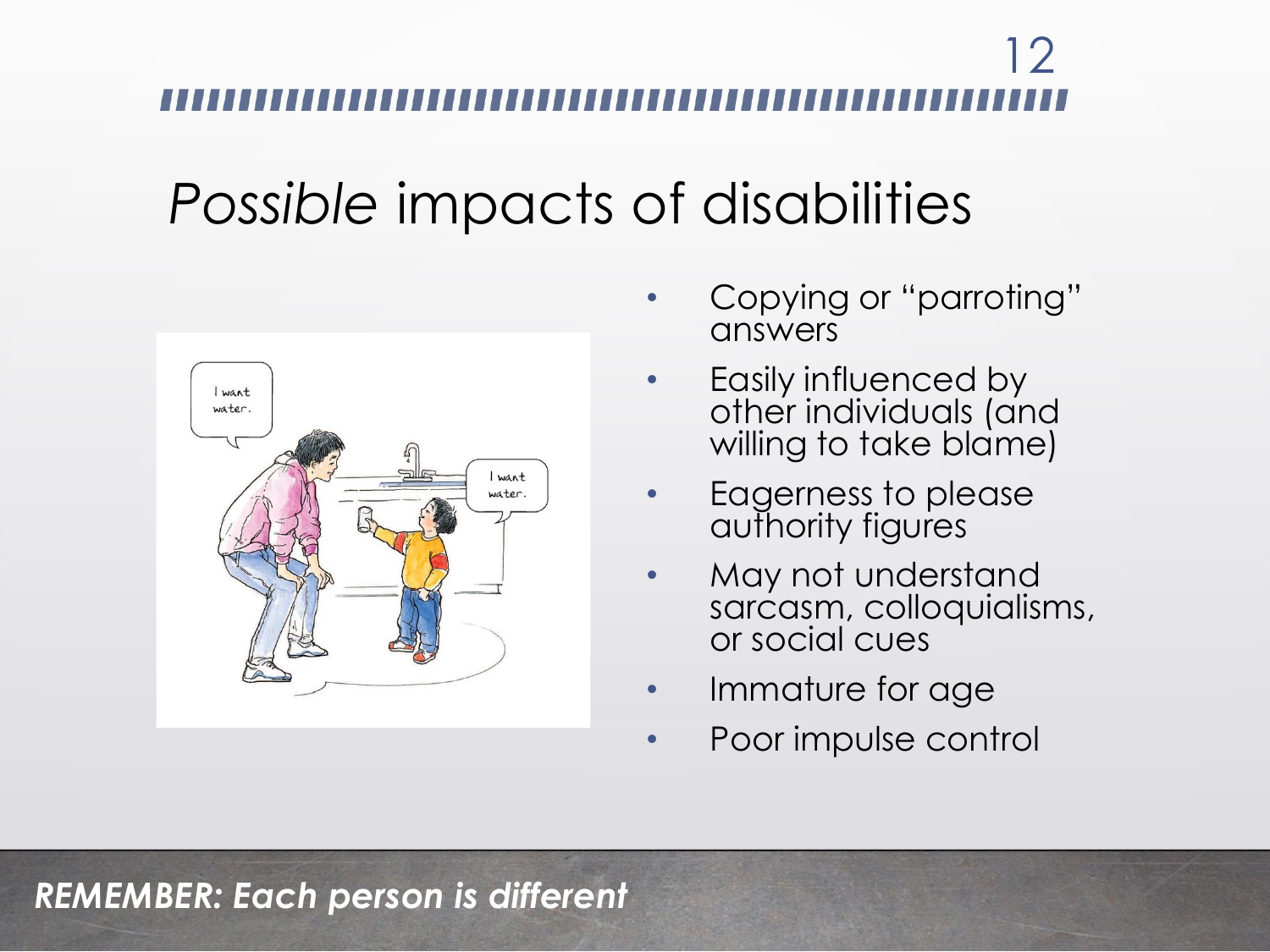# *Possible* impacts of disabilities

- Copying or "parroting" answers
- Easily influenced by other individuals (and willing to take blame)
- Eagerness to please authority figures
- May not understand sarcasm, colloquialisms, or social cues
- Immature for age
- Poor impulse control

***REMEMBER: Each person is different***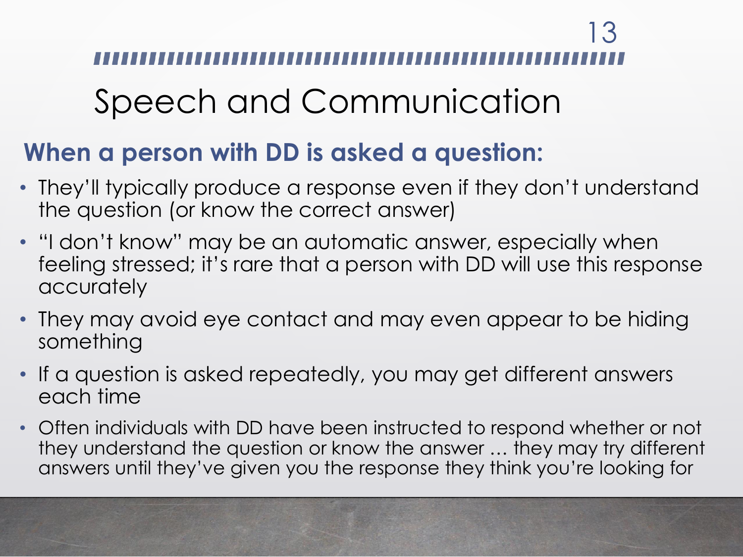# Speech and Communication

## When a person with DD is asked a question:

- They'll typically produce a response even if they don't understand the question (or know the correct answer)
- "I don't know" may be an automatic answer, especially when feeling stressed; it's rare that a person with DD will use this response accurately
- They may avoid eye contact and may even appear to be hiding something
- If a question is asked repeatedly, you may get different answers each time
- Often individuals with DD have been instructed to respond whether or not they understand the question or know the answer … they may try different answers until they've given you the response they think you're looking for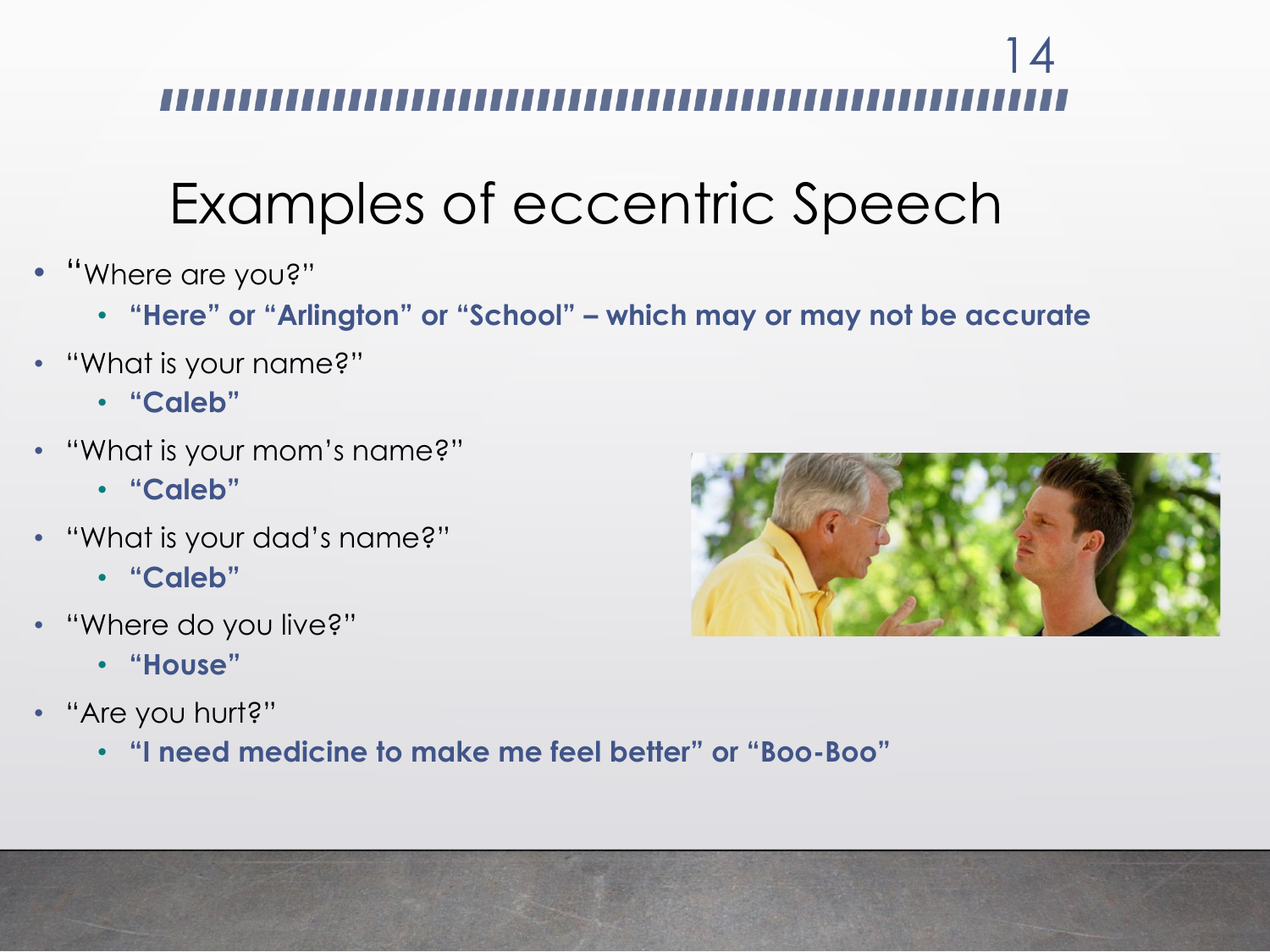# Examples of eccentric Speech

- "Where are you?"
  - **"Here" or "Arlington" or "School" – which may or may not be accurate**
- "What is your name?"
  - **"Caleb"**
- "What is your mom's name?"
  - **"Caleb"**
- "What is your dad's name?"
  - **"Caleb"**
- "Where do you live?"
  - **"House"**
- "Are you hurt?"
  - **"I need medicine to make me feel better" or "Boo-Boo"**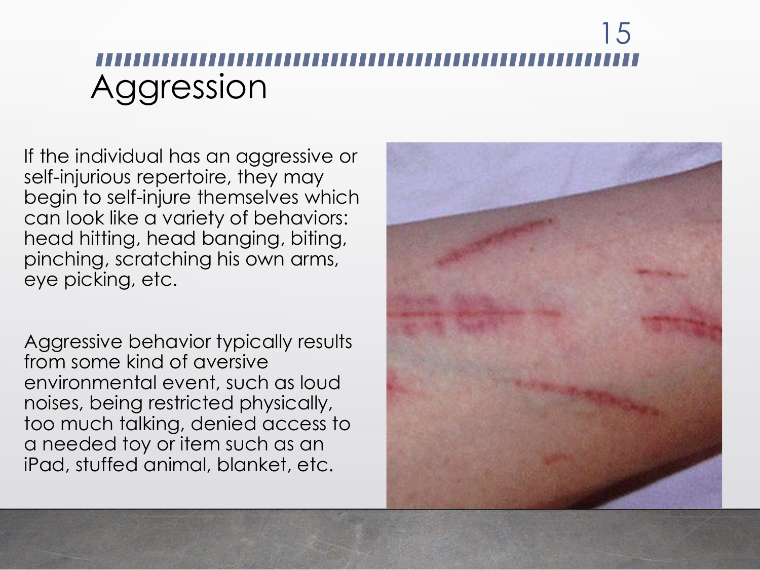# Aggression

If the individual has an aggressive or self-injurious repertoire, they may begin to self-injure themselves which can look like a variety of behaviors: head hitting, head banging, biting, pinching, scratching his own arms, eye picking, etc.

Aggressive behavior typically results from some kind of aversive environmental event, such as loud noises, being restricted physically, too much talking, denied access to a needed toy or item such as an iPad, stuffed animal, blanket, etc.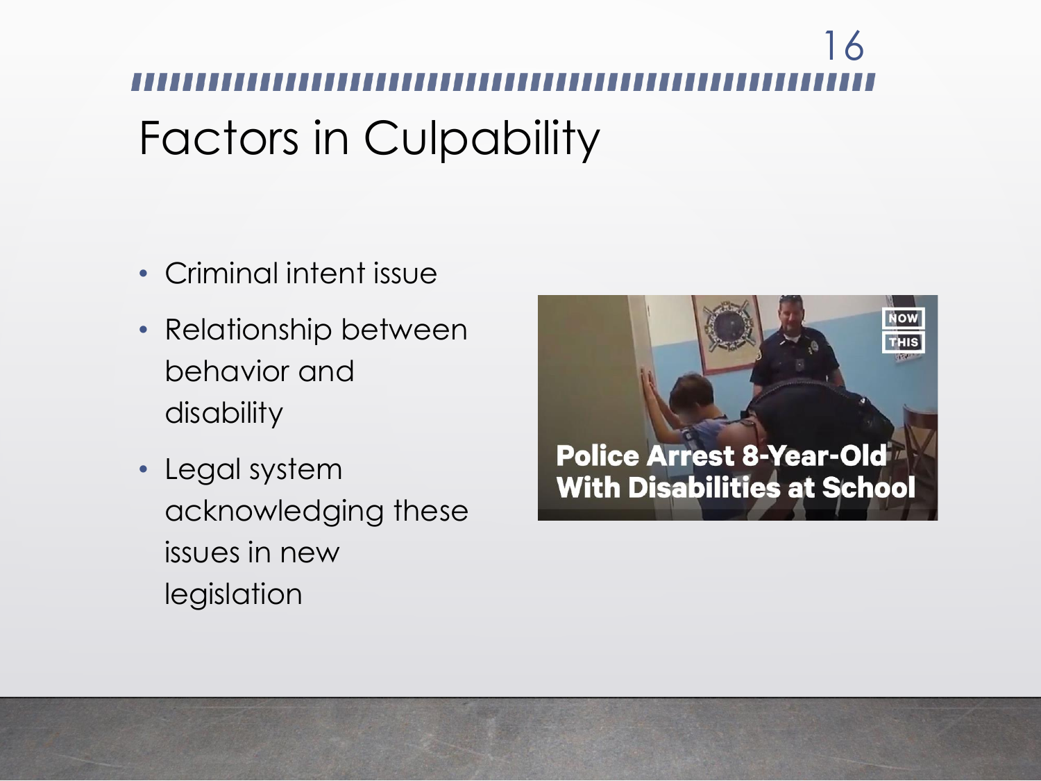# Factors in Culpability

- Criminal intent issue
- Relationship between behavior and disability
- Legal system acknowledging these issues in new legislation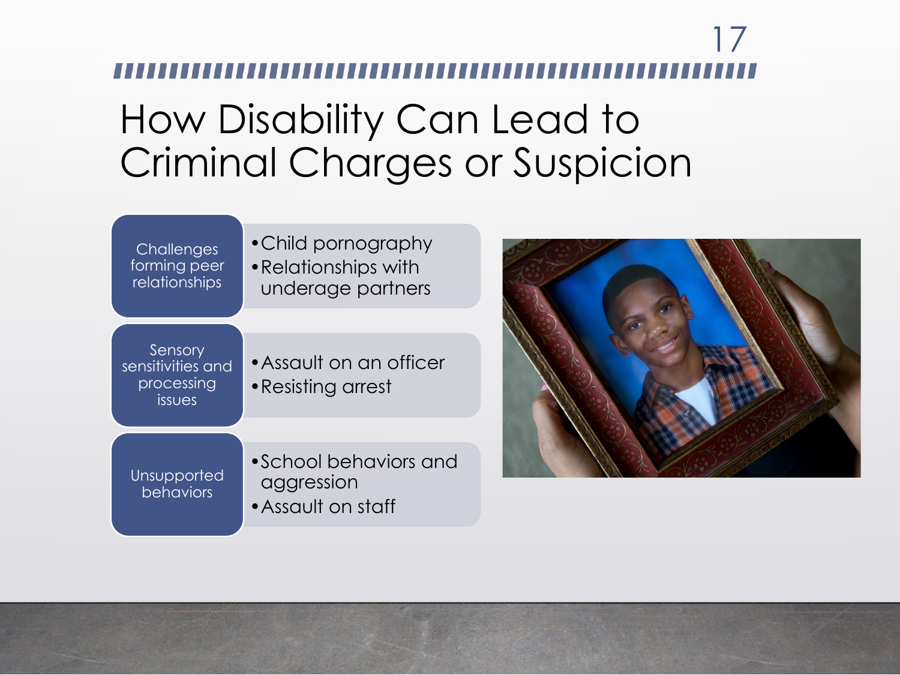# How Disability Can Lead to Criminal Charges or Suspicion

| | |
|---|---|
| Challenges forming peer relationships | • Child pornography<br>• Relationships with underage partners |
| Sensory sensitivities and processing issues | • Assault on an officer<br>• Resisting arrest |
| Unsupported behaviors | • School behaviors and aggression<br>• Assault on staff |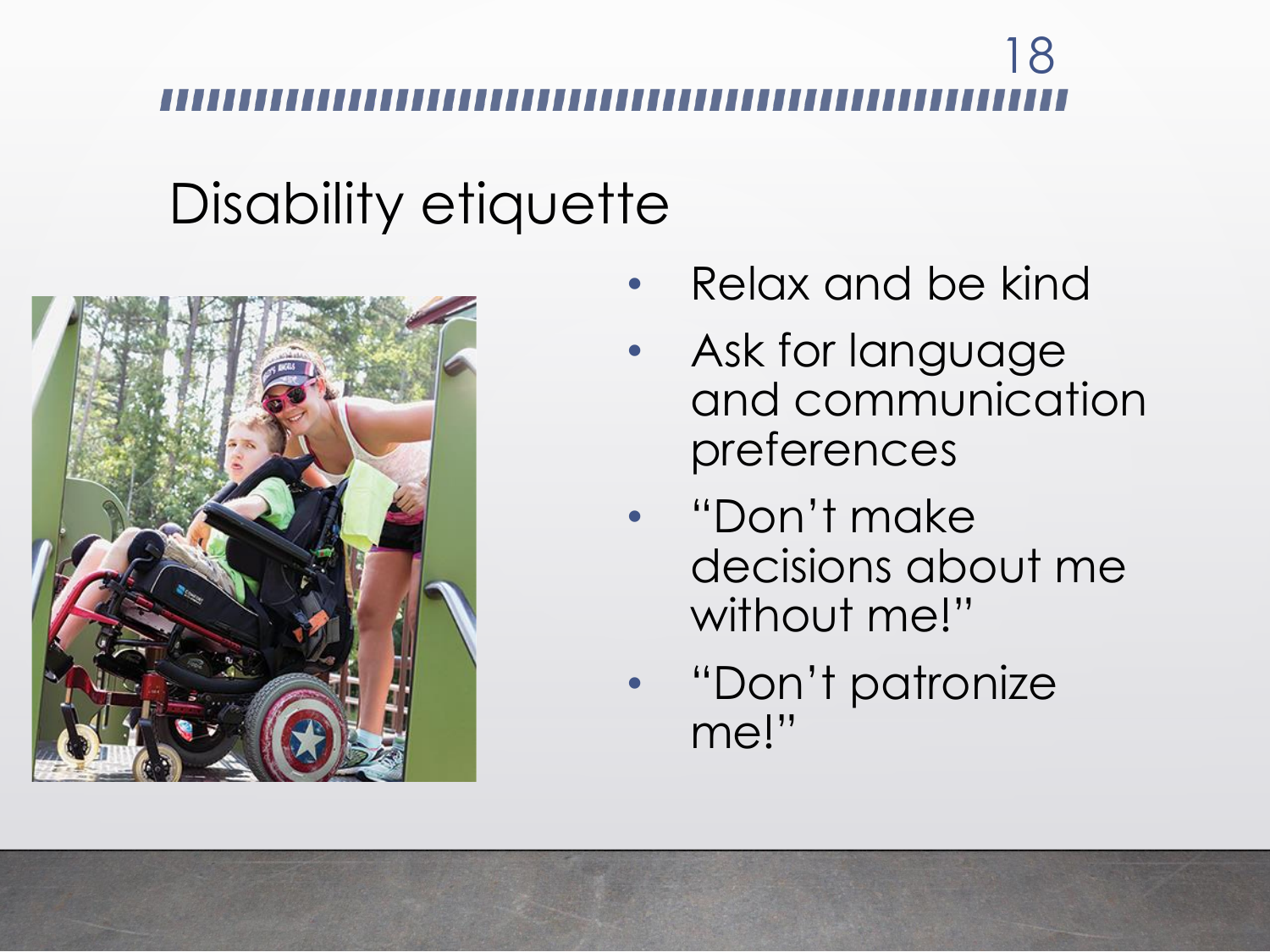# Disability etiquette

- Relax and be kind
- Ask for language and communication preferences
- “Don’t make decisions about me without me!”
- “Don’t patronize me!”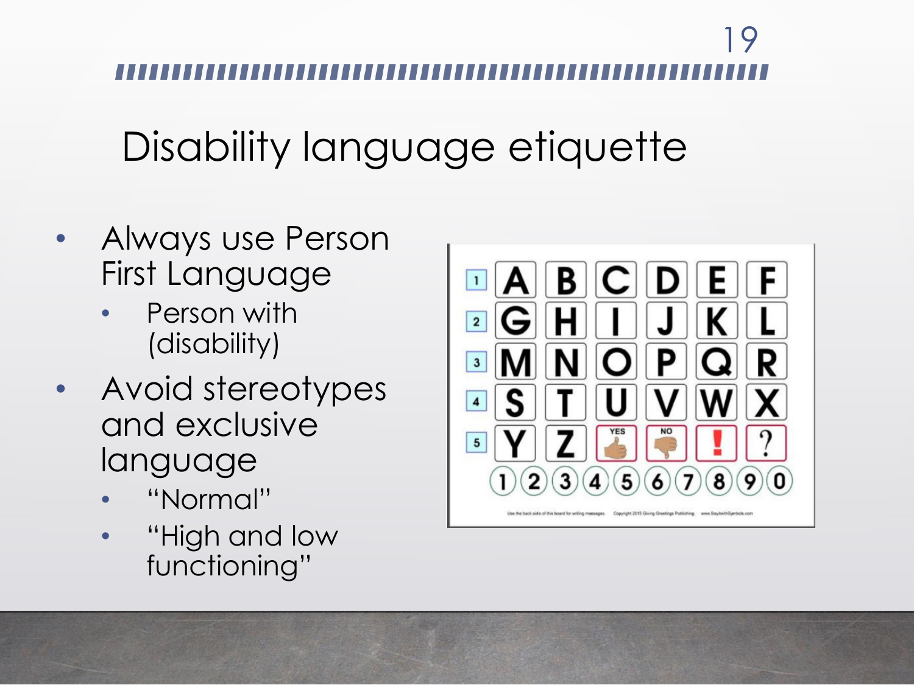# Disability language etiquette

- Always use Person First Language
  - Person with (disability)
- Avoid stereotypes and exclusive language
  - "Normal"
  - "High and low functioning"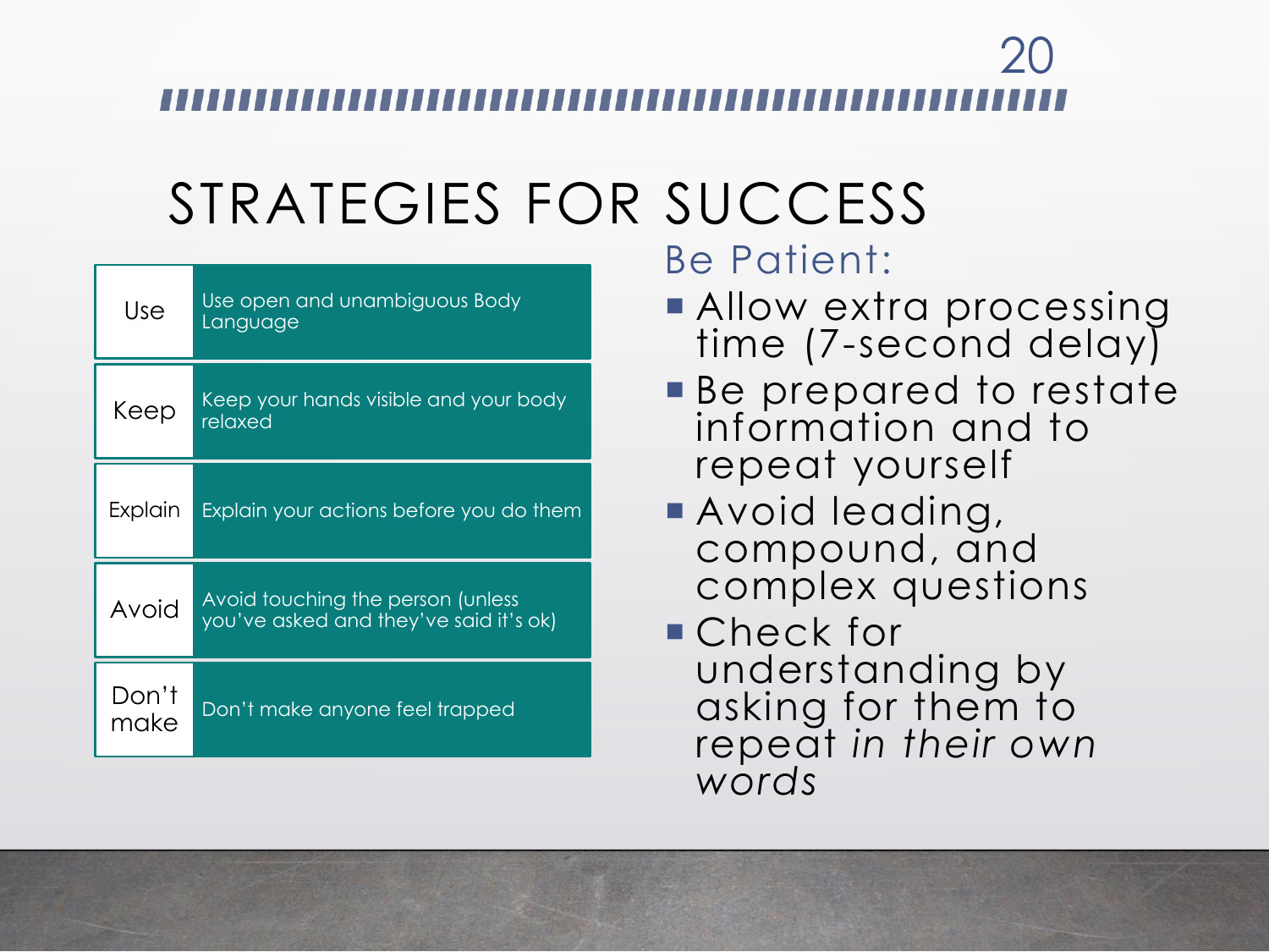# STRATEGIES FOR SUCCESS

| | |
|---|---|
| Use | Use open and unambiguous Body Language |
| Keep | Keep your hands visible and your body relaxed |
| Explain | Explain your actions before you do them |
| Avoid | Avoid touching the person (unless you've asked and they've said it's ok) |
| Don't make | Don't make anyone feel trapped |

## Be Patient:

- Allow extra processing time (7-second delay)
- Be prepared to restate information and to repeat yourself
- Avoid leading, compound, and complex questions
- Check for understanding by asking for them to repeat *in their own words*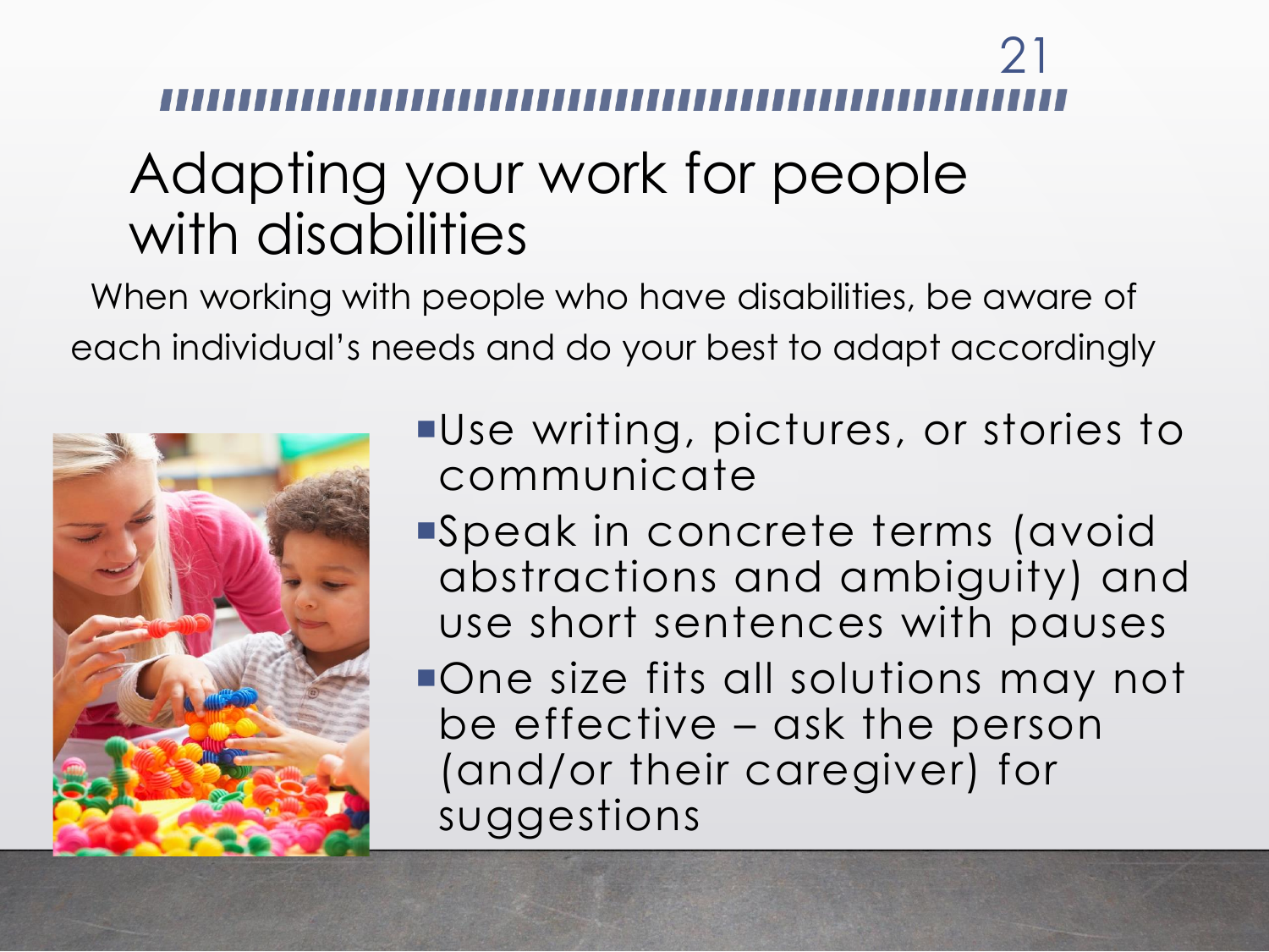# Adapting your work for people with disabilities

When working with people who have disabilities, be aware of each individual's needs and do your best to adapt accordingly

- Use writing, pictures, or stories to communicate
- Speak in concrete terms (avoid abstractions and ambiguity) and use short sentences with pauses
- One size fits all solutions may not be effective – ask the person (and/or their caregiver) for suggestions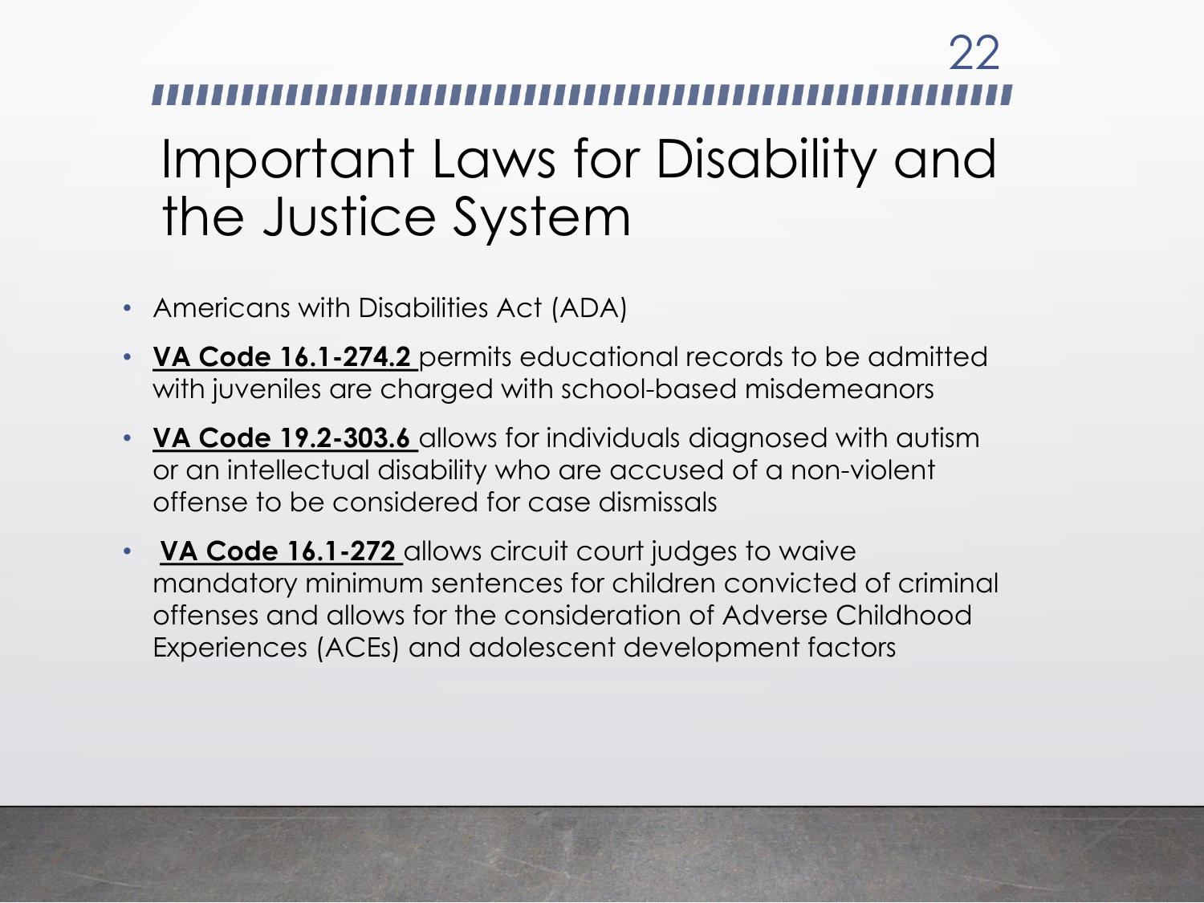# Important Laws for Disability and the Justice System

- Americans with Disabilities Act (ADA)
- **VA Code 16.1-274.2** permits educational records to be admitted with juveniles are charged with school-based misdemeanors
- **VA Code 19.2-303.6** allows for individuals diagnosed with autism or an intellectual disability who are accused of a non-violent offense to be considered for case dismissals
- **VA Code 16.1-272** allows circuit court judges to waive mandatory minimum sentences for children convicted of criminal offenses and allows for the consideration of Adverse Childhood Experiences (ACEs) and adolescent development factors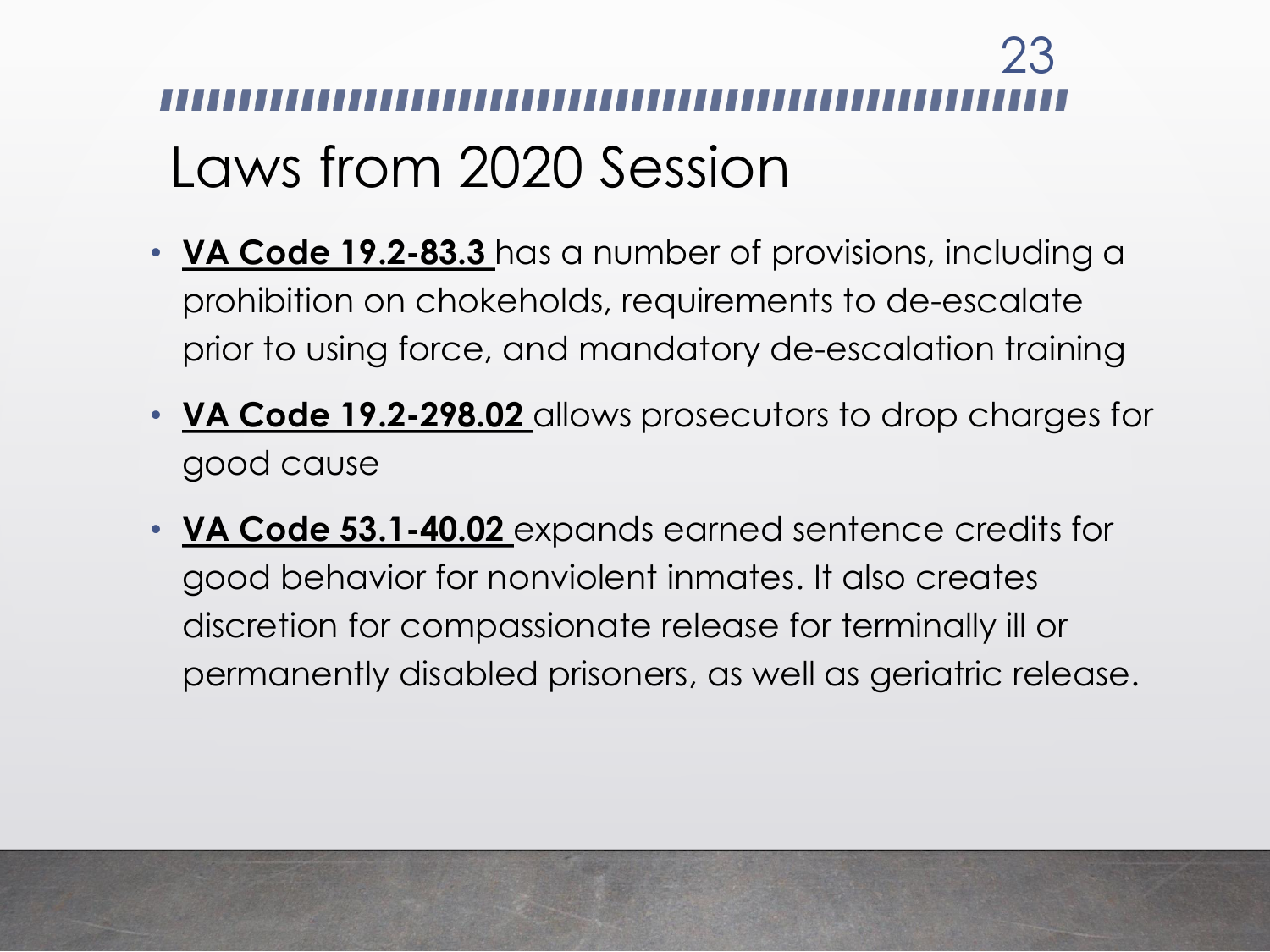# Laws from 2020 Session

- **VA Code 19.2-83.3** has a number of provisions, including a prohibition on chokeholds, requirements to de-escalate prior to using force, and mandatory de-escalation training
- **VA Code 19.2-298.02** allows prosecutors to drop charges for good cause
- **VA Code 53.1-40.02** expands earned sentence credits for good behavior for nonviolent inmates. It also creates discretion for compassionate release for terminally ill or permanently disabled prisoners, as well as geriatric release.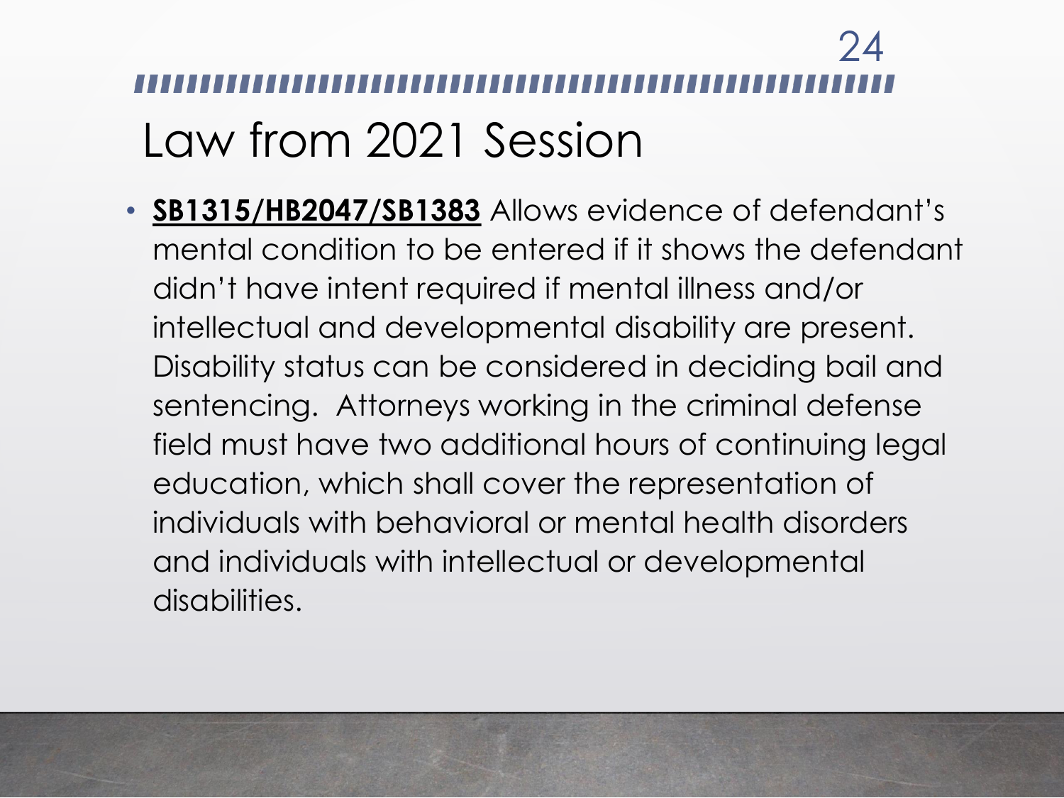# Law from 2021 Session

- **SB1315/HB2047/SB1383** Allows evidence of defendant's mental condition to be entered if it shows the defendant didn't have intent required if mental illness and/or intellectual and developmental disability are present. Disability status can be considered in deciding bail and sentencing. Attorneys working in the criminal defense field must have two additional hours of continuing legal education, which shall cover the representation of individuals with behavioral or mental health disorders and individuals with intellectual or developmental disabilities.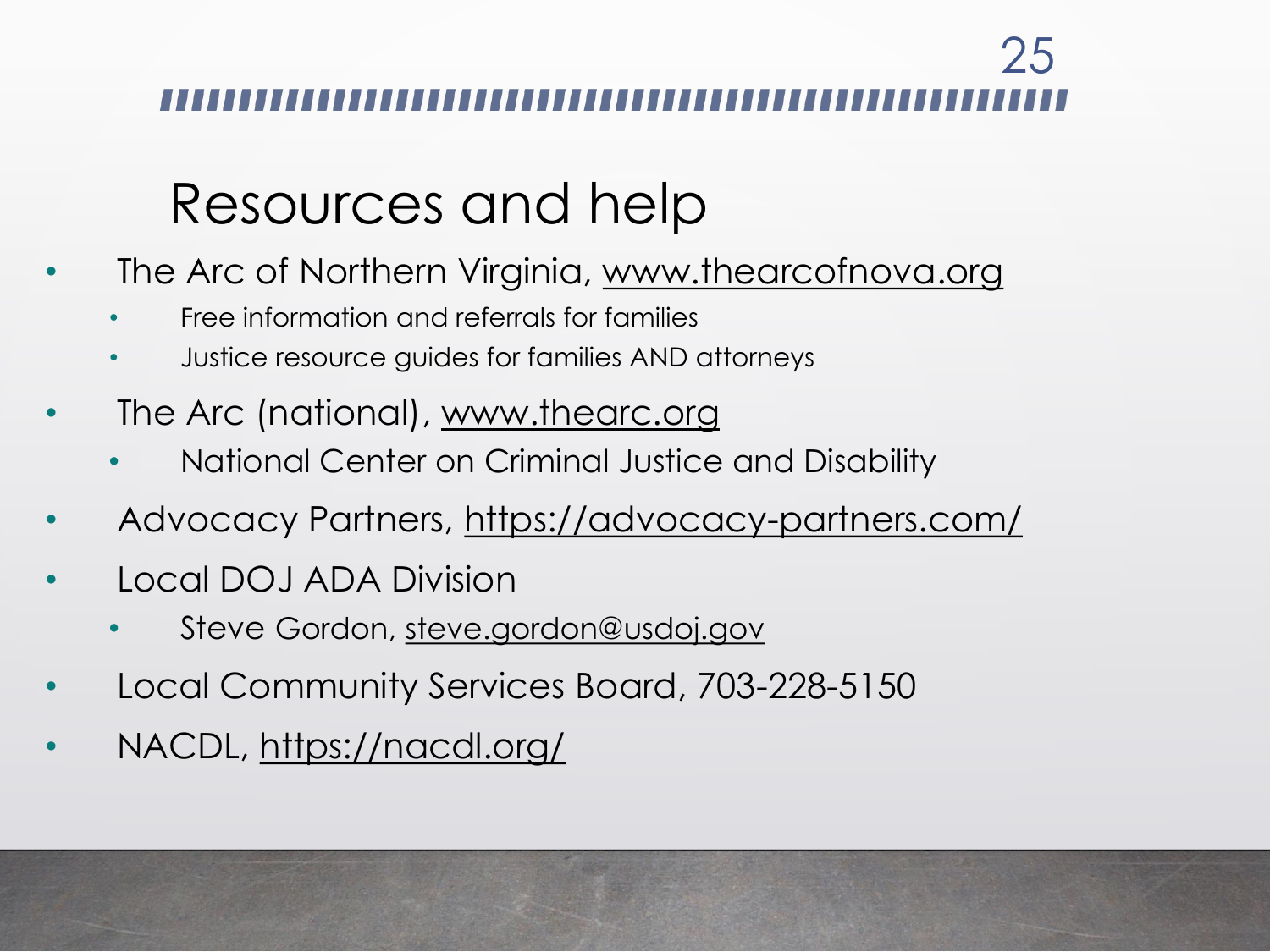# Resources and help

- The Arc of Northern Virginia, www.thearcofnova.org
  - Free information and referrals for families
  - Justice resource guides for families AND attorneys
- The Arc (national), www.thearc.org
  - National Center on Criminal Justice and Disability
- Advocacy Partners, https://advocacy-partners.com/
- Local DOJ ADA Division
  - Steve Gordon, steve.gordon@usdoj.gov
- Local Community Services Board, 703-228-5150
- NACDL, https://nacdl.org/